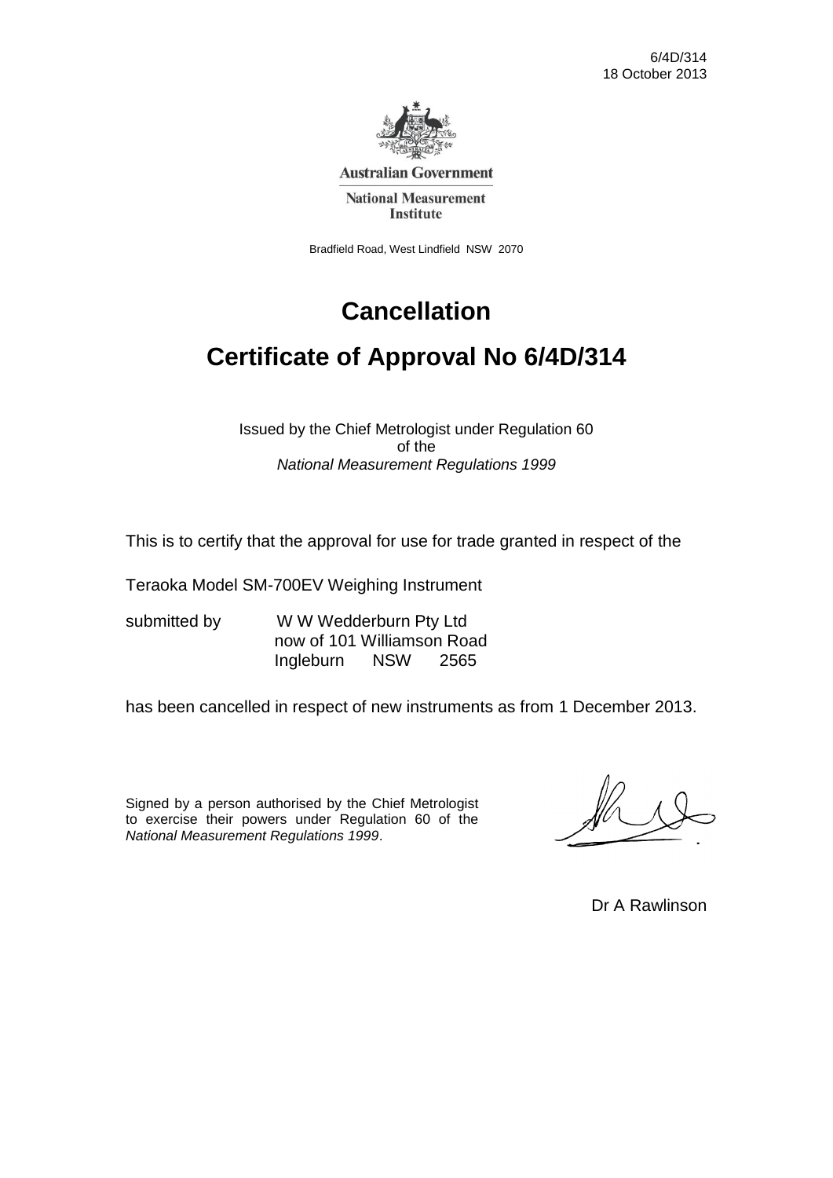6/4D/314
18 October 2013

Australian Government

National Measurement Institute

Bradfield Road, West Lindfield NSW 2070

# Cancellation

# Certificate of Approval No 6/4D/314

Issued by the Chief Metrologist under Regulation 60 of the *National Measurement Regulations 1999*

This is to certify that the approval for use for trade granted in respect of the

Teraoka Model SM-700EV Weighing Instrument

submitted by W W Wedderburn Pty Ltd
now of 101 Williamson Road
Ingleburn NSW 2565

has been cancelled in respect of new instruments as from 1 December 2013.

Signed by a person authorised by the Chief Metrologist to exercise their powers under Regulation 60 of the *National Measurement Regulations 1999*.

Dr A Rawlinson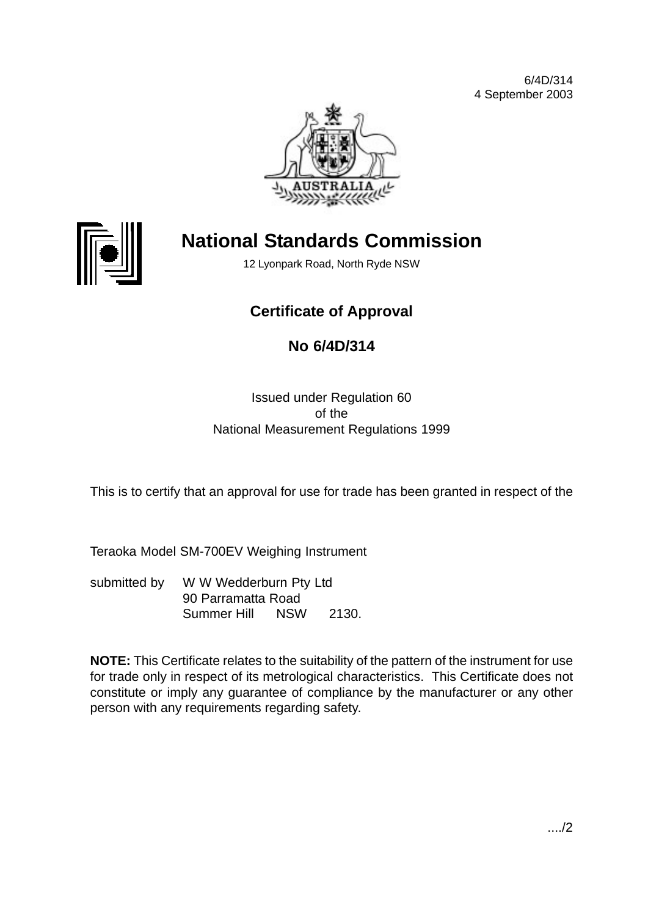6/4D/314
4 September 2003

# National Standards Commission

12 Lyonpark Road, North Ryde NSW

## Certificate of Approval

## No 6/4D/314

Issued under Regulation 60
of the
National Measurement Regulations 1999

This is to certify that an approval for use for trade has been granted in respect of the

Teraoka Model SM-700EV Weighing Instrument

submitted by W W Wedderburn Pty Ltd
90 Parramatta Road
Summer Hill NSW 2130.

**NOTE:** This Certificate relates to the suitability of the pattern of the instrument for use for trade only in respect of its metrological characteristics. This Certificate does not constitute or imply any guarantee of compliance by the manufacturer or any other person with any requirements regarding safety.

..../2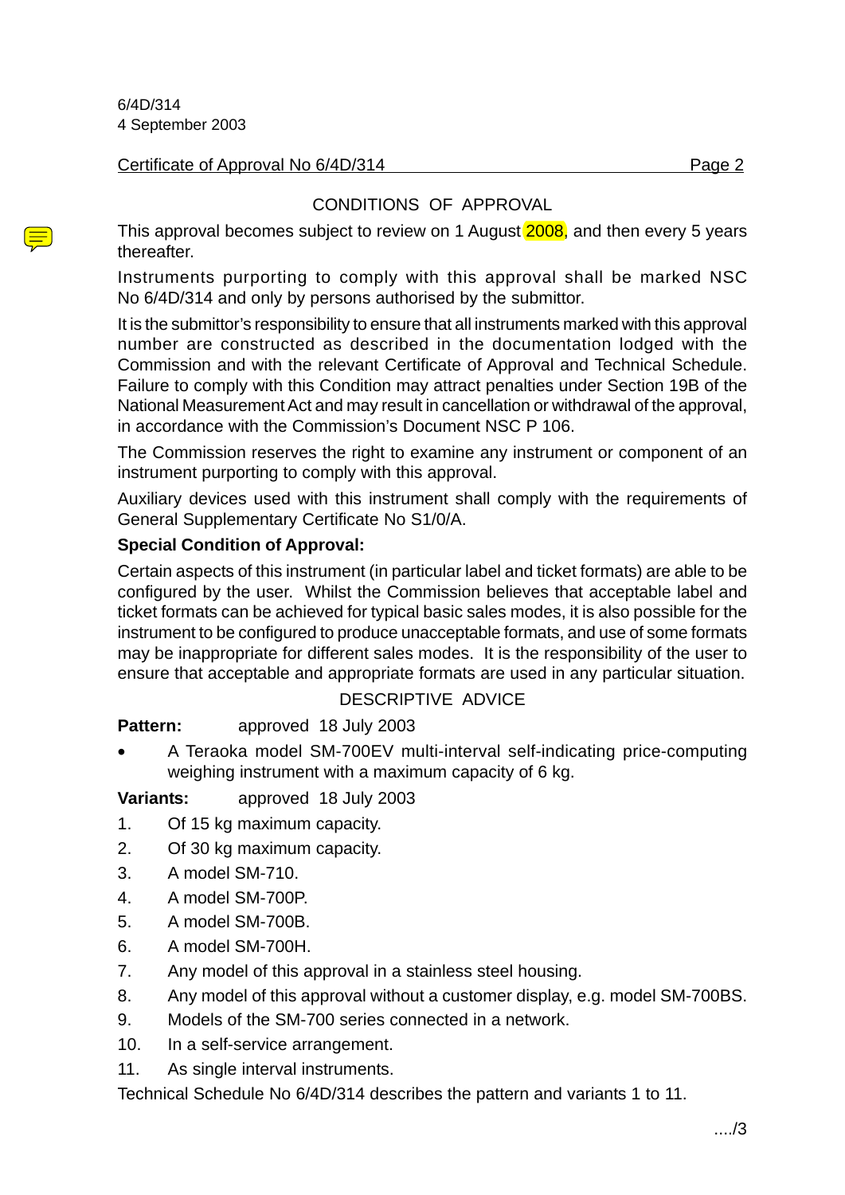6/4D/314
4 September 2003

Certificate of Approval No 6/4D/314

## CONDITIONS OF APPROVAL

This approval becomes subject to review on 1 August 2008, and then every 5 years thereafter.

Instruments purporting to comply with this approval shall be marked NSC No 6/4D/314 and only by persons authorised by the submittor.

It is the submittor's responsibility to ensure that all instruments marked with this approval number are constructed as described in the documentation lodged with the Commission and with the relevant Certificate of Approval and Technical Schedule. Failure to comply with this Condition may attract penalties under Section 19B of the National Measurement Act and may result in cancellation or withdrawal of the approval, in accordance with the Commission's Document NSC P 106.

The Commission reserves the right to examine any instrument or component of an instrument purporting to comply with this approval.

Auxiliary devices used with this instrument shall comply with the requirements of General Supplementary Certificate No S1/0/A.

**Special Condition of Approval:**

Certain aspects of this instrument (in particular label and ticket formats) are able to be configured by the user. Whilst the Commission believes that acceptable label and ticket formats can be achieved for typical basic sales modes, it is also possible for the instrument to be configured to produce unacceptable formats, and use of some formats may be inappropriate for different sales modes. It is the responsibility of the user to ensure that acceptable and appropriate formats are used in any particular situation.

## DESCRIPTIVE ADVICE

**Pattern:** approved 18 July 2003

- A Teraoka model SM-700EV multi-interval self-indicating price-computing weighing instrument with a maximum capacity of 6 kg.

**Variants:** approved 18 July 2003

1. Of 15 kg maximum capacity.
2. Of 30 kg maximum capacity.
3. A model SM-710.
4. A model SM-700P.
5. A model SM-700B.
6. A model SM-700H.
7. Any model of this approval in a stainless steel housing.
8. Any model of this approval without a customer display, e.g. model SM-700BS.
9. Models of the SM-700 series connected in a network.
10. In a self-service arrangement.
11. As single interval instruments.

Technical Schedule No 6/4D/314 describes the pattern and variants 1 to 11.

..../3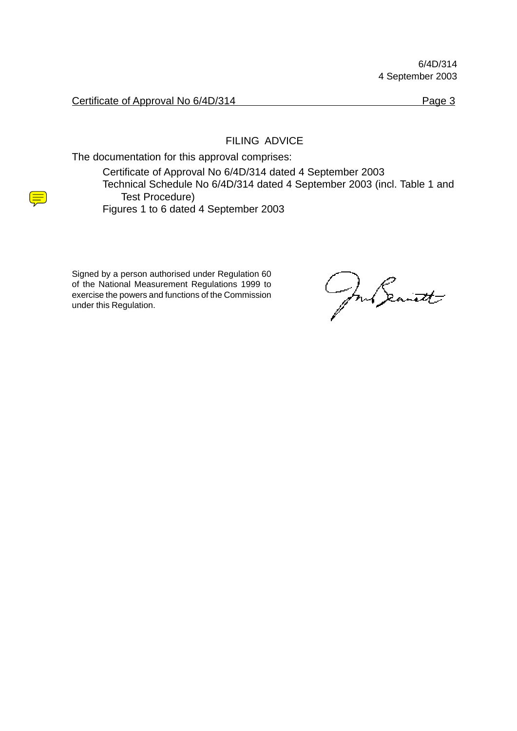6/4D/314
4 September 2003

Certificate of Approval No 6/4D/314

## FILING ADVICE

The documentation for this approval comprises:

- Certificate of Approval No 6/4D/314 dated 4 September 2003
- Technical Schedule No 6/4D/314 dated 4 September 2003 (incl. Table 1 and Test Procedure)
- Figures 1 to 6 dated 4 September 2003

Signed by a person authorised under Regulation 60 of the National Measurement Regulations 1999 to exercise the powers and functions of the Commission under this Regulation.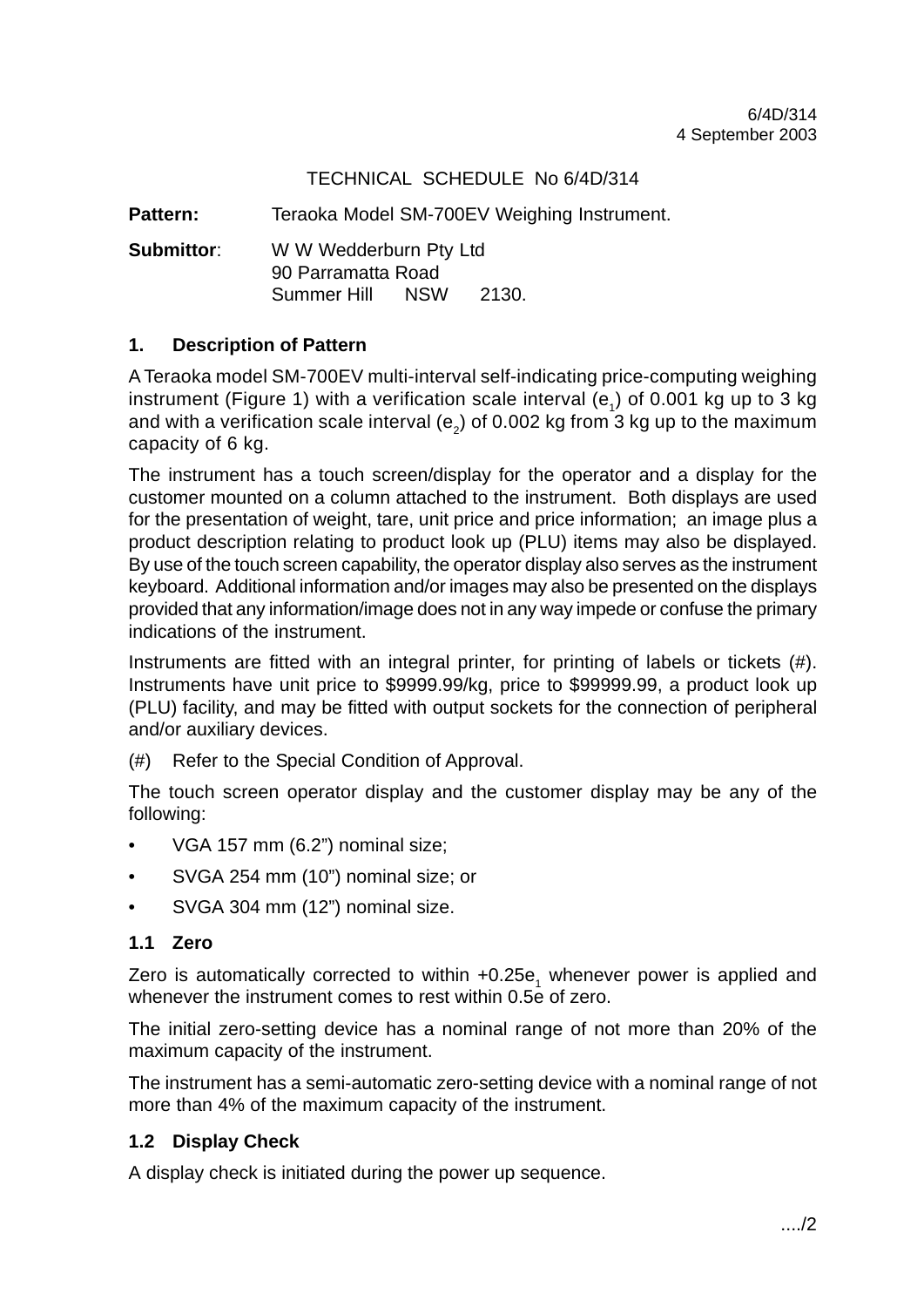6/4D/314
4 September 2003

TECHNICAL SCHEDULE No 6/4D/314

**Pattern:** Teraoka Model SM-700EV Weighing Instrument.

**Submittor**: W W Wedderburn Pty Ltd
90 Parramatta Road
Summer Hill NSW 2130.

## 1. Description of Pattern

A Teraoka model SM-700EV multi-interval self-indicating price-computing weighing instrument (Figure 1) with a verification scale interval ($e_1$) of 0.001 kg up to 3 kg and with a verification scale interval ($e_2$) of 0.002 kg from 3 kg up to the maximum capacity of 6 kg.

The instrument has a touch screen/display for the operator and a display for the customer mounted on a column attached to the instrument. Both displays are used for the presentation of weight, tare, unit price and price information; an image plus a product description relating to product look up (PLU) items may also be displayed. By use of the touch screen capability, the operator display also serves as the instrument keyboard. Additional information and/or images may also be presented on the displays provided that any information/image does not in any way impede or confuse the primary indications of the instrument.

Instruments are fitted with an integral printer, for printing of labels or tickets (#). Instruments have unit price to $9999.99/kg, price to $99999.99, a product look up (PLU) facility, and may be fitted with output sockets for the connection of peripheral and/or auxiliary devices.

(#) Refer to the Special Condition of Approval.

The touch screen operator display and the customer display may be any of the following:

- VGA 157 mm (6.2") nominal size;
- SVGA 254 mm (10") nominal size; or
- SVGA 304 mm (12") nominal size.

### 1.1 Zero

Zero is automatically corrected to within $+0.25e_1$ whenever power is applied and whenever the instrument comes to rest within 0.5e of zero.

The initial zero-setting device has a nominal range of not more than 20% of the maximum capacity of the instrument.

The instrument has a semi-automatic zero-setting device with a nominal range of not more than 4% of the maximum capacity of the instrument.

### 1.2 Display Check

A display check is initiated during the power up sequence.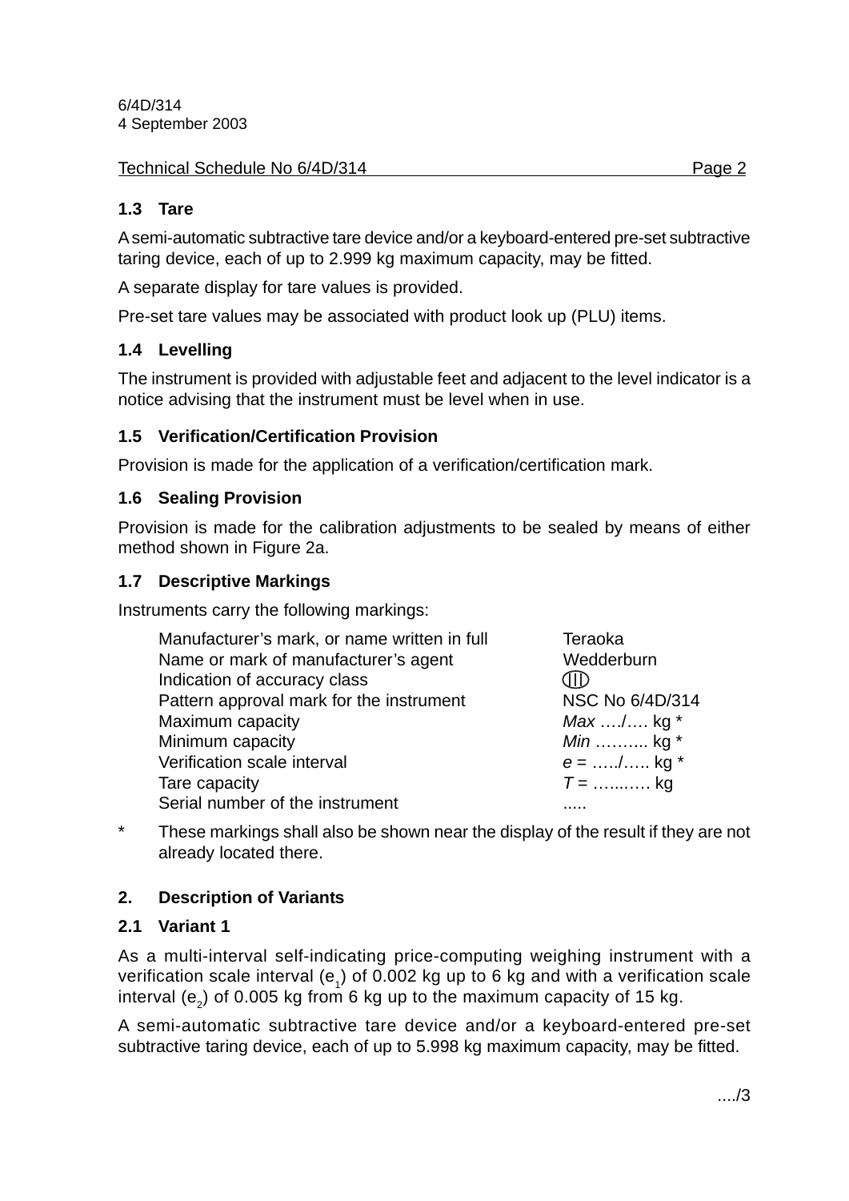## 1.3 Tare

A semi-automatic subtractive tare device and/or a keyboard-entered pre-set subtractive taring device, each of up to 2.999 kg maximum capacity, may be fitted.

A separate display for tare values is provided.

Pre-set tare values may be associated with product look up (PLU) items.

## 1.4 Levelling

The instrument is provided with adjustable feet and adjacent to the level indicator is a notice advising that the instrument must be level when in use.

## 1.5 Verification/Certification Provision

Provision is made for the application of a verification/certification mark.

## 1.6 Sealing Provision

Provision is made for the calibration adjustments to be sealed by means of either method shown in Figure 2a.

## 1.7 Descriptive Markings

Instruments carry the following markings:

| | |
|---|---|
| Manufacturer's mark, or name written in full | Teraoka |
| Name or mark of manufacturer's agent | Wedderburn |
| Indication of accuracy class | (III) |
| Pattern approval mark for the instrument | NSC No 6/4D/314 |
| Maximum capacity | *Max* …./…. kg * |
| Minimum capacity | *Min* ……... kg * |
| Verification scale interval | *e* = …../….. kg * |
| Tare capacity | *T* = …...…. kg |
| Serial number of the instrument | ..... |

\* These markings shall also be shown near the display of the result if they are not already located there.

# 2. Description of Variants

## 2.1 Variant 1

As a multi-interval self-indicating price-computing weighing instrument with a verification scale interval ($e_1$) of 0.002 kg up to 6 kg and with a verification scale interval ($e_2$) of 0.005 kg from 6 kg up to the maximum capacity of 15 kg.

A semi-automatic subtractive tare device and/or a keyboard-entered pre-set subtractive taring device, each of up to 5.998 kg maximum capacity, may be fitted.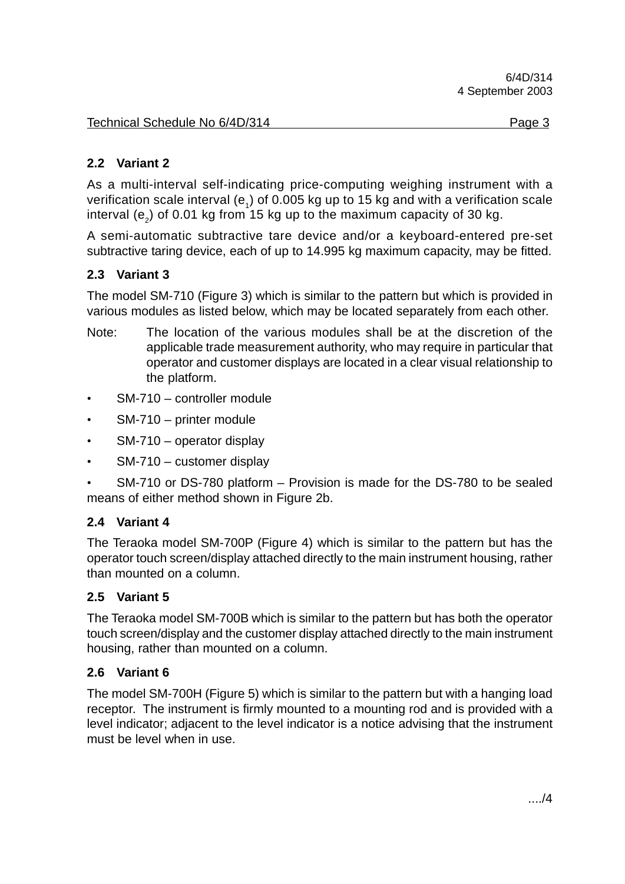## 2.2 Variant 2

As a multi-interval self-indicating price-computing weighing instrument with a verification scale interval ($e_1$) of 0.005 kg up to 15 kg and with a verification scale interval ($e_2$) of 0.01 kg from 15 kg up to the maximum capacity of 30 kg.

A semi-automatic subtractive tare device and/or a keyboard-entered pre-set subtractive taring device, each of up to 14.995 kg maximum capacity, may be fitted.

## 2.3 Variant 3

The model SM-710 (Figure 3) which is similar to the pattern but which is provided in various modules as listed below, which may be located separately from each other.

Note: The location of the various modules shall be at the discretion of the applicable trade measurement authority, who may require in particular that operator and customer displays are located in a clear visual relationship to the platform.

- SM-710 – controller module
- SM-710 – printer module
- SM-710 – operator display
- SM-710 – customer display
- SM-710 or DS-780 platform – Provision is made for the DS-780 to be sealed means of either method shown in Figure 2b.

## 2.4 Variant 4

The Teraoka model SM-700P (Figure 4) which is similar to the pattern but has the operator touch screen/display attached directly to the main instrument housing, rather than mounted on a column.

## 2.5 Variant 5

The Teraoka model SM-700B which is similar to the pattern but has both the operator touch screen/display and the customer display attached directly to the main instrument housing, rather than mounted on a column.

## 2.6 Variant 6

The model SM-700H (Figure 5) which is similar to the pattern but with a hanging load receptor. The instrument is firmly mounted to a mounting rod and is provided with a level indicator; adjacent to the level indicator is a notice advising that the instrument must be level when in use.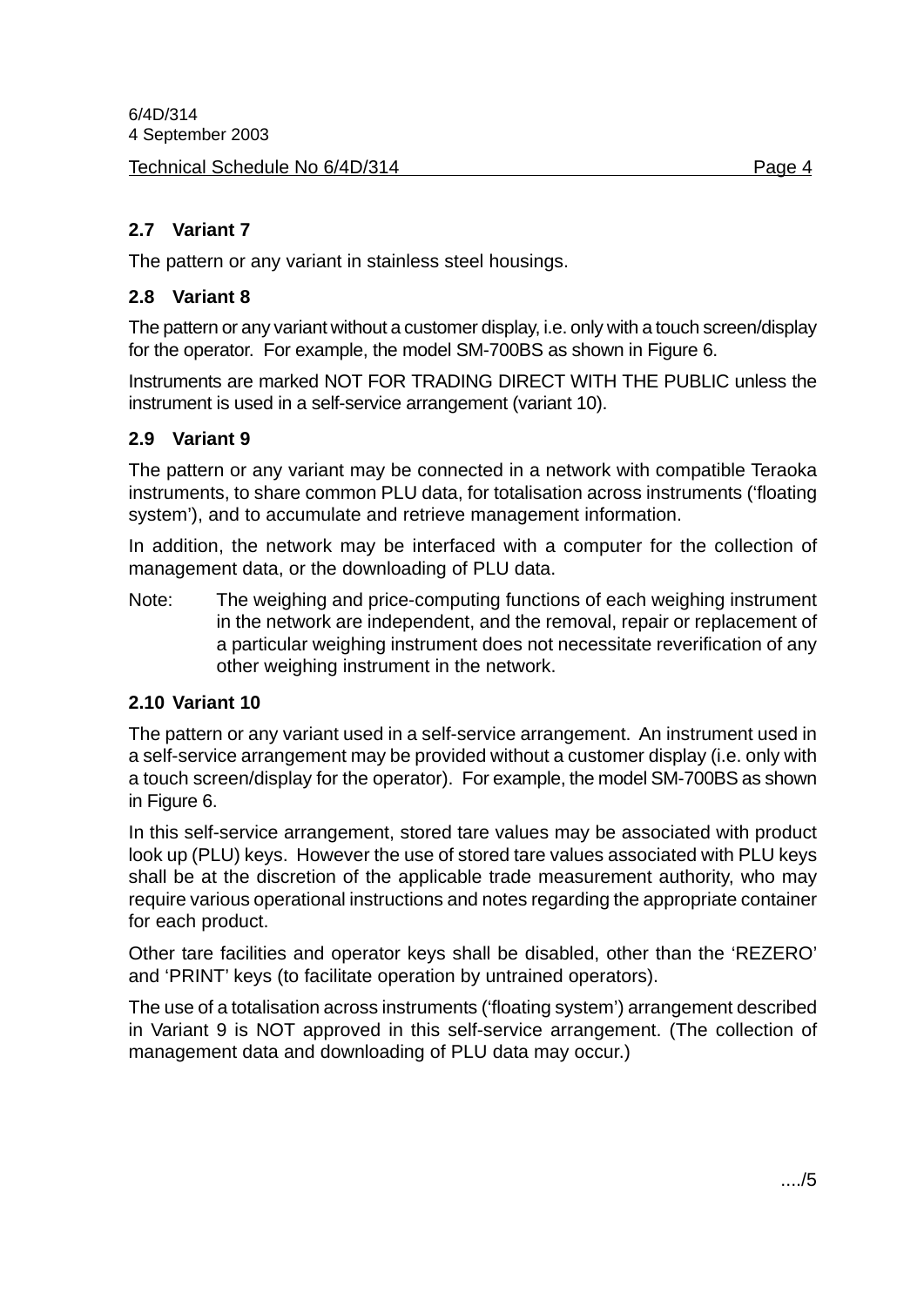## 2.7 Variant 7

The pattern or any variant in stainless steel housings.

## 2.8 Variant 8

The pattern or any variant without a customer display, i.e. only with a touch screen/display for the operator. For example, the model SM-700BS as shown in Figure 6.

Instruments are marked NOT FOR TRADING DIRECT WITH THE PUBLIC unless the instrument is used in a self-service arrangement (variant 10).

## 2.9 Variant 9

The pattern or any variant may be connected in a network with compatible Teraoka instruments, to share common PLU data, for totalisation across instruments ('floating system'), and to accumulate and retrieve management information.

In addition, the network may be interfaced with a computer for the collection of management data, or the downloading of PLU data.

Note: The weighing and price-computing functions of each weighing instrument in the network are independent, and the removal, repair or replacement of a particular weighing instrument does not necessitate reverification of any other weighing instrument in the network.

## 2.10 Variant 10

The pattern or any variant used in a self-service arrangement. An instrument used in a self-service arrangement may be provided without a customer display (i.e. only with a touch screen/display for the operator). For example, the model SM-700BS as shown in Figure 6.

In this self-service arrangement, stored tare values may be associated with product look up (PLU) keys. However the use of stored tare values associated with PLU keys shall be at the discretion of the applicable trade measurement authority, who may require various operational instructions and notes regarding the appropriate container for each product.

Other tare facilities and operator keys shall be disabled, other than the 'REZERO' and 'PRINT' keys (to facilitate operation by untrained operators).

The use of a totalisation across instruments ('floating system') arrangement described in Variant 9 is NOT approved in this self-service arrangement. (The collection of management data and downloading of PLU data may occur.)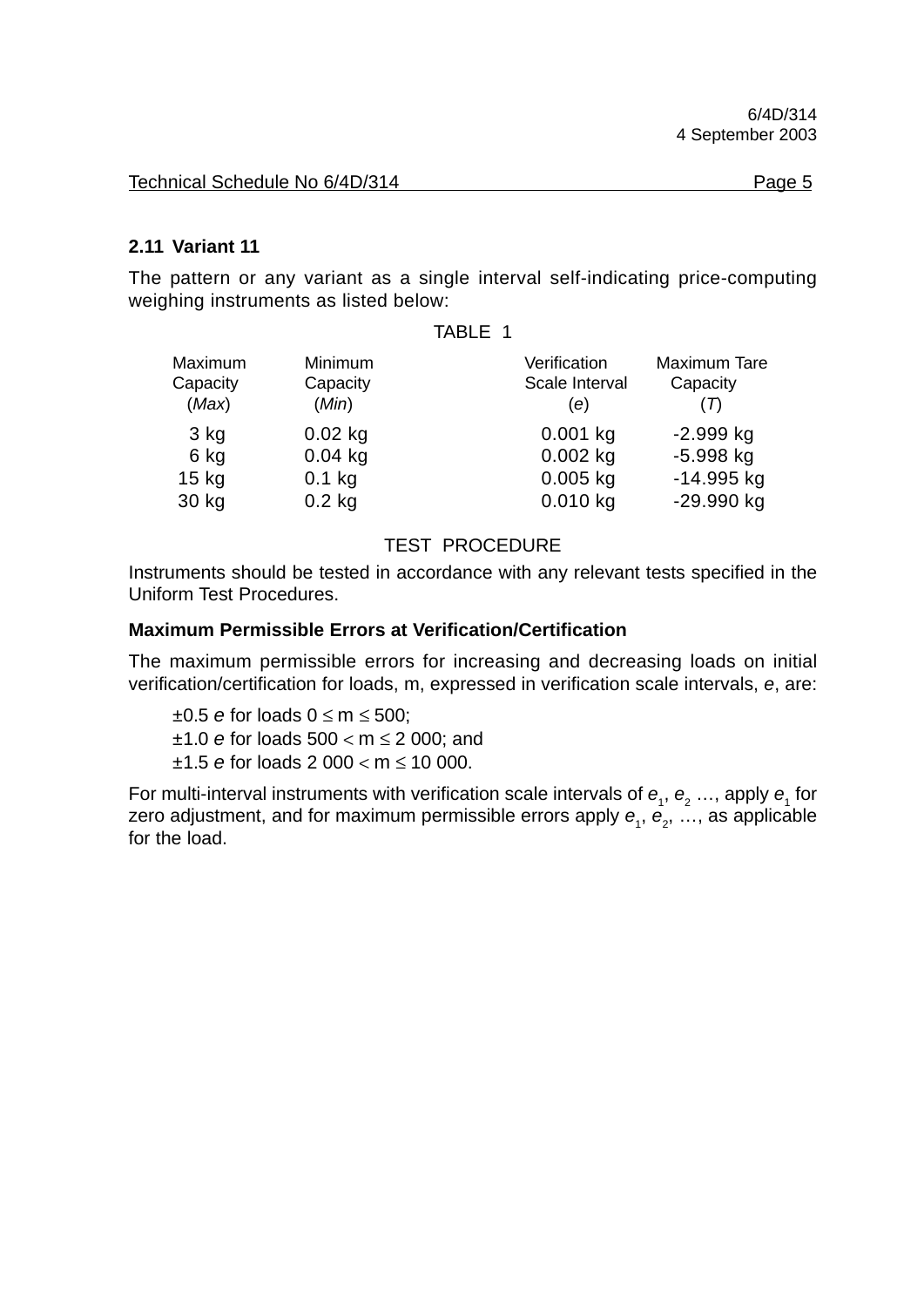## 2.11 Variant 11

The pattern or any variant as a single interval self-indicating price-computing weighing instruments as listed below:

TABLE 1

| Maximum Capacity (*Max*) | Minimum Capacity (*Min*) | Verification Scale Interval (*e*) | Maximum Tare Capacity (*T*) |
|---|---|---|---|
| 3 kg | 0.02 kg | 0.001 kg | -2.999 kg |
| 6 kg | 0.04 kg | 0.002 kg | -5.998 kg |
| 15 kg | 0.1 kg | 0.005 kg | -14.995 kg |
| 30 kg | 0.2 kg | 0.010 kg | -29.990 kg |

TEST PROCEDURE

Instruments should be tested in accordance with any relevant tests specified in the Uniform Test Procedures.

**Maximum Permissible Errors at Verification/Certification**

The maximum permissible errors for increasing and decreasing loads on initial verification/certification for loads, m, expressed in verification scale intervals, *e*, are:

- ±0.5 $e$ for loads $0 \leq m \leq 500$;
- ±1.0 $e$ for loads $500 < m \leq 2\ 000$; and
- ±1.5 $e$ for loads $2\ 000 < m \leq 10\ 000$.

For multi-interval instruments with verification scale intervals of $e_1$, $e_2$ …, apply $e_1$ for zero adjustment, and for maximum permissible errors apply $e_1$, $e_2$, …, as applicable for the load.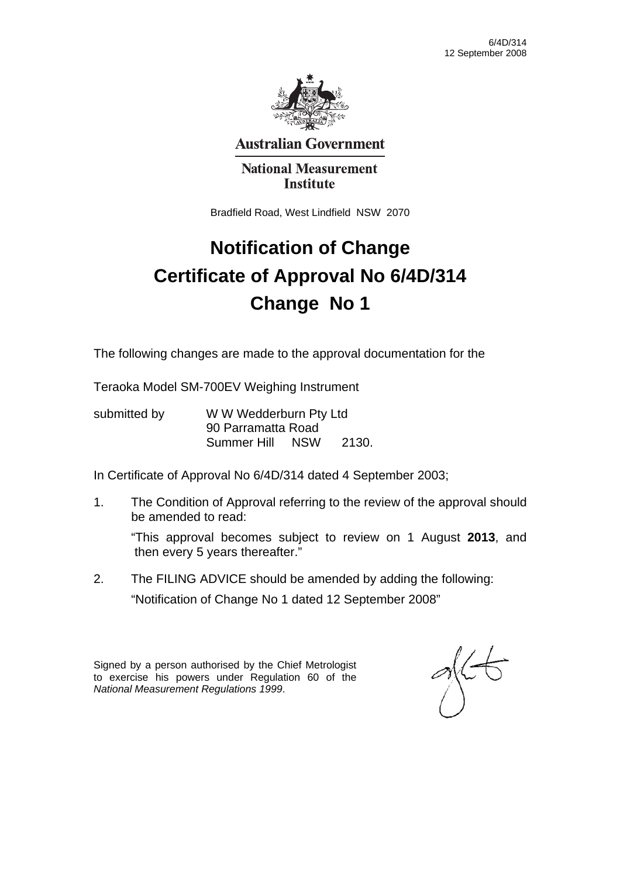6/4D/314
12 September 2008

**Australian Government**

**National Measurement Institute**

Bradfield Road, West Lindfield NSW 2070

# Notification of Change
# Certificate of Approval No 6/4D/314
# Change No 1

The following changes are made to the approval documentation for the

Teraoka Model SM-700EV Weighing Instrument

submitted by W W Wedderburn Pty Ltd
90 Parramatta Road
Summer Hill NSW 2130.

In Certificate of Approval No 6/4D/314 dated 4 September 2003;

1. The Condition of Approval referring to the review of the approval should be amended to read:

   "This approval becomes subject to review on 1 August **2013**, and then every 5 years thereafter."

2. The FILING ADVICE should be amended by adding the following:

   "Notification of Change No 1 dated 12 September 2008"

Signed by a person authorised by the Chief Metrologist to exercise his powers under Regulation 60 of the *National Measurement Regulations 1999*.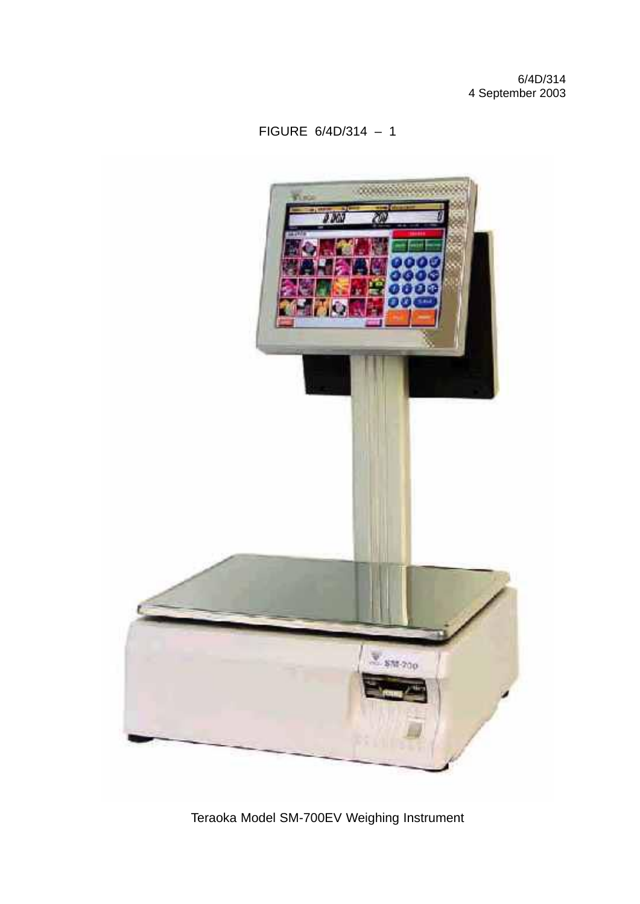6/4D/314
4 September 2003

FIGURE 6/4D/314 – 1

Teraoka Model SM-700EV Weighing Instrument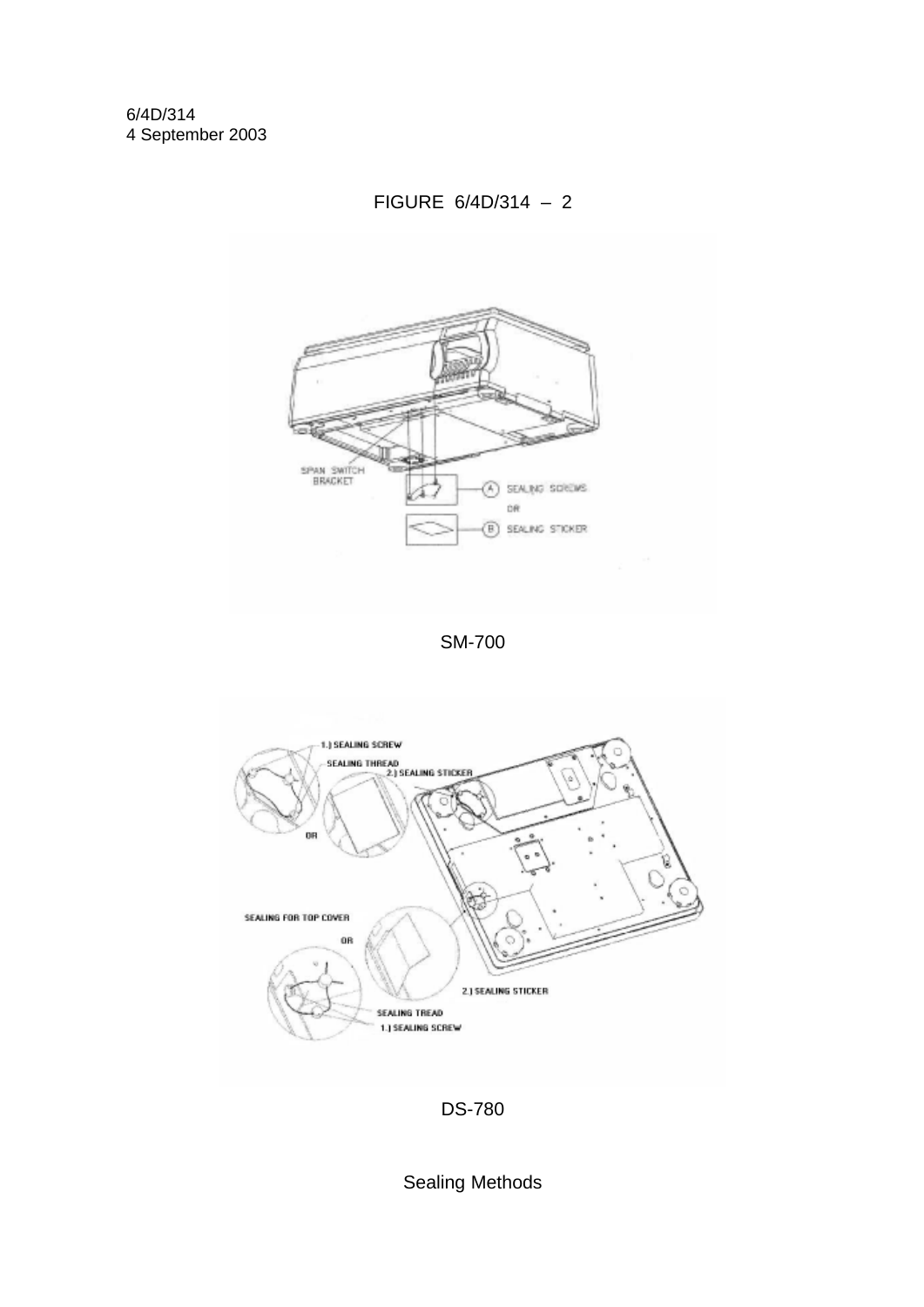6/4D/314
4 September 2003

FIGURE 6/4D/314 – 2

SM-700

DS-780

Sealing Methods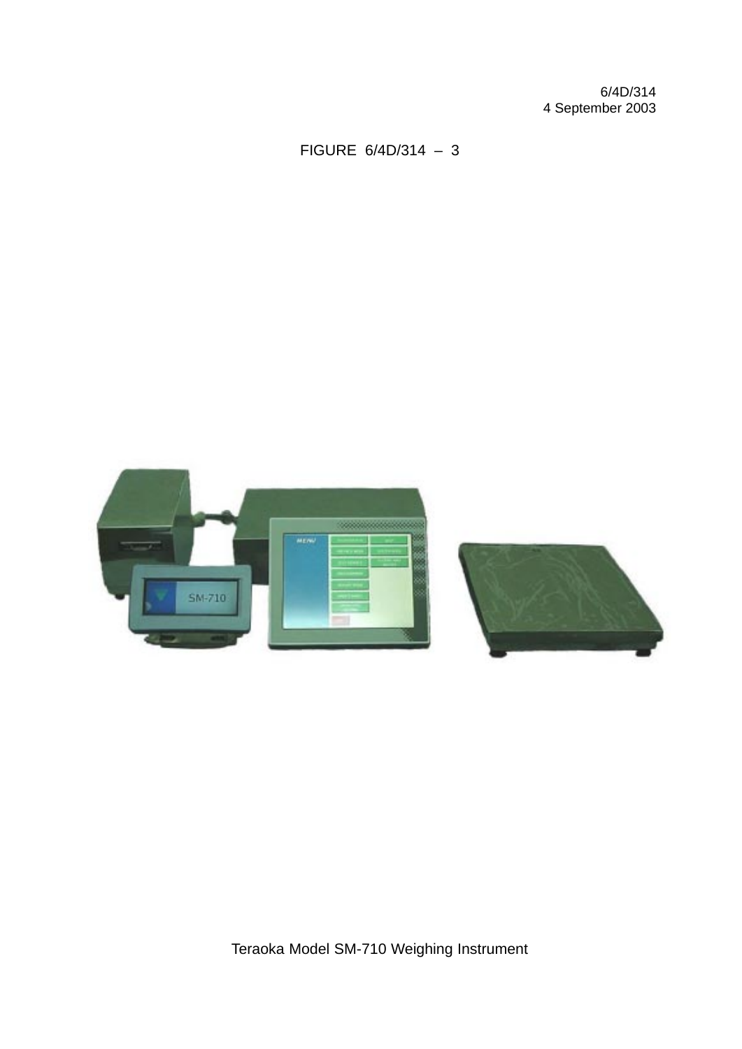FIGURE 6/4D/314 – 3

Teraoka Model SM-710 Weighing Instrument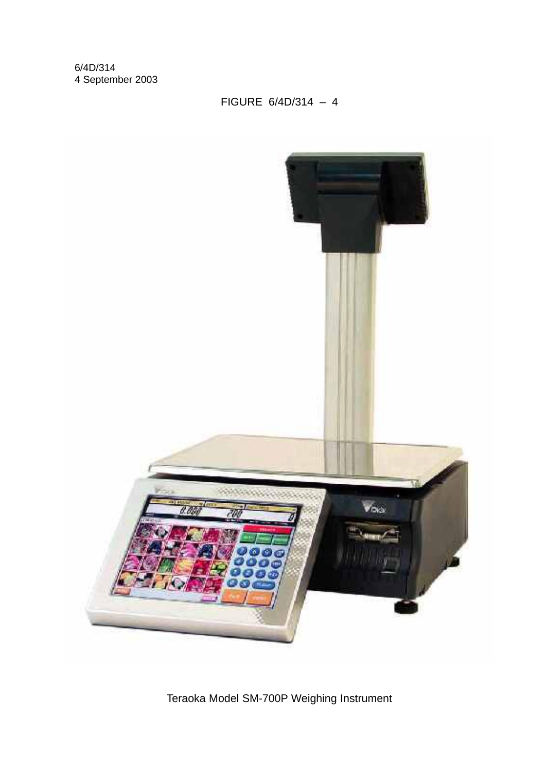6/4D/314
4 September 2003

FIGURE 6/4D/314 – 4

Teraoka Model SM-700P Weighing Instrument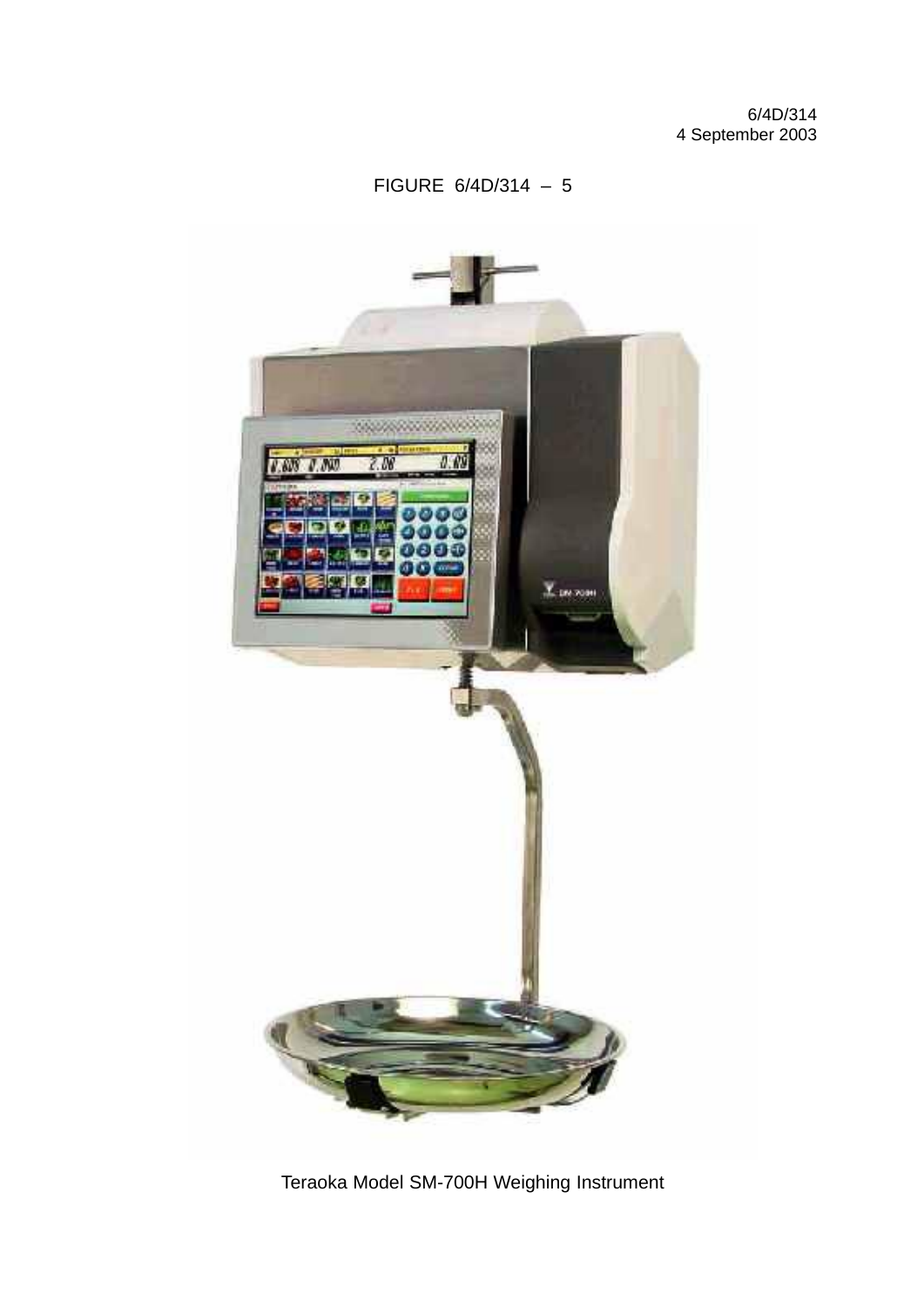FIGURE 6/4D/314 – 5

Teraoka Model SM-700H Weighing Instrument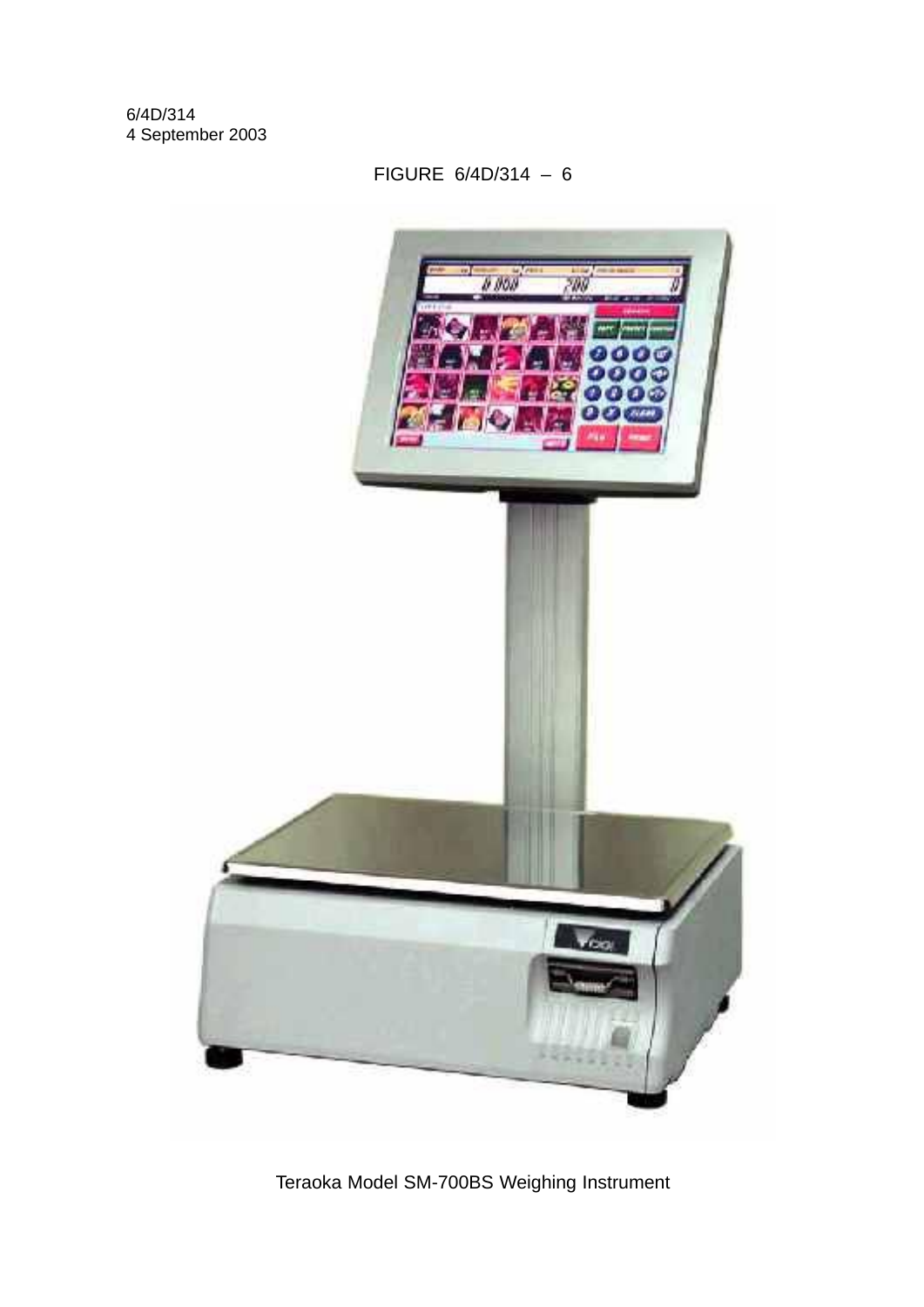6/4D/314
4 September 2003

FIGURE 6/4D/314 – 6

Teraoka Model SM-700BS Weighing Instrument